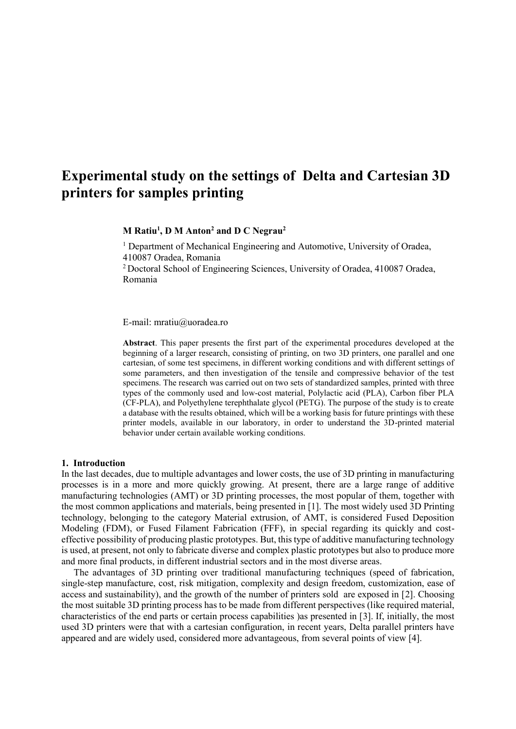# Experimental study on the settings of Delta and Cartesian 3D printers for samples printing

**M Ratiu[1], D M Anton[2] and D C Negrau[2]**

[1] Department of Mechanical Engineering and Automotive, University of Oradea, 410087 Oradea, Romania

[2] Doctoral School of Engineering Sciences, University of Oradea, 410087 Oradea, Romania

E-mail: mratiu@uoradea.ro

**Abstract**. This paper presents the first part of the experimental procedures developed at the beginning of a larger research, consisting of printing, on two 3D printers, one parallel and one cartesian, of some test specimens, in different working conditions and with different settings of some parameters, and then investigation of the tensile and compressive behavior of the test specimens. The research was carried out on two sets of standardized samples, printed with three types of the commonly used and low-cost material, Polylactic acid (PLA), Carbon fiber PLA (CF-PLA), and Polyethylene terephthalate glycol (PETG). The purpose of the study is to create a database with the results obtained, which will be a working basis for future printings with these printer models, available in our laboratory, in order to understand the 3D-printed material behavior under certain available working conditions.

## 1. Introduction

In the last decades, due to multiple advantages and lower costs, the use of 3D printing in manufacturing processes is in a more and more quickly growing. At present, there are a large range of additive manufacturing technologies (AMT) or 3D printing processes, the most popular of them, together with the most common applications and materials, being presented in [1]. The most widely used 3D Printing technology, belonging to the category Material extrusion, of AMT, is considered Fused Deposition Modeling (FDM), or Fused Filament Fabrication (FFF), in special regarding its quickly and cost-effective possibility of producing plastic prototypes. But, this type of additive manufacturing technology is used, at present, not only to fabricate diverse and complex plastic prototypes but also to produce more and more final products, in different industrial sectors and in the most diverse areas.

The advantages of 3D printing over traditional manufacturing techniques (speed of fabrication, single-step manufacture, cost, risk mitigation, complexity and design freedom, customization, ease of access and sustainability), and the growth of the number of printers sold are exposed in [2]. Choosing the most suitable 3D printing process has to be made from different perspectives (like required material, characteristics of the end parts or certain process capabilities )as presented in [3]. If, initially, the most used 3D printers were that with a cartesian configuration, in recent years, Delta parallel printers have appeared and are widely used, considered more advantageous, from several points of view [4].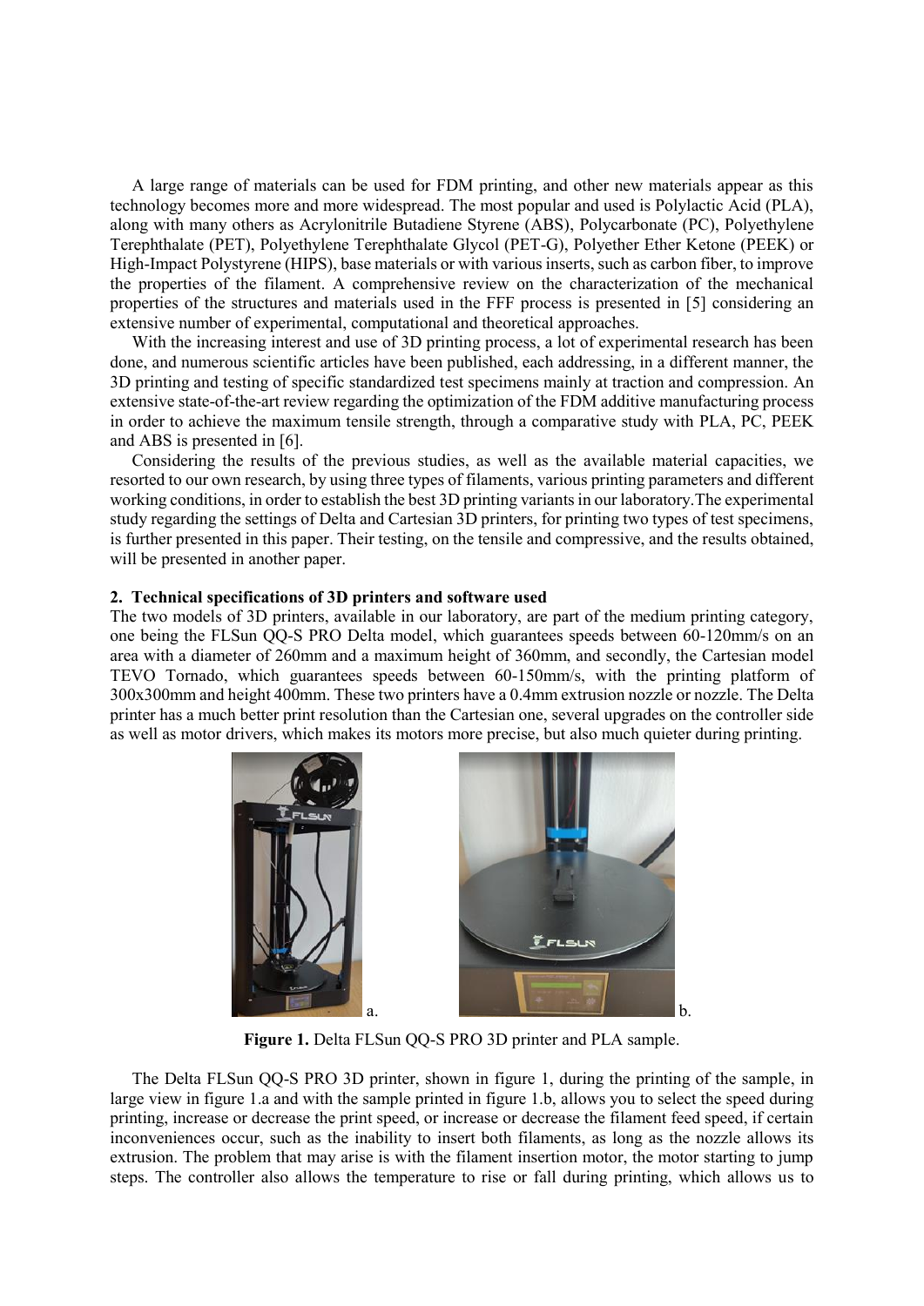A large range of materials can be used for FDM printing, and other new materials appear as this technology becomes more and more widespread. The most popular and used is Polylactic Acid (PLA), along with many others as Acrylonitrile Butadiene Styrene (ABS), Polycarbonate (PC), Polyethylene Terephthalate (PET), Polyethylene Terephthalate Glycol (PET-G), Polyether Ether Ketone (PEEK) or High-Impact Polystyrene (HIPS), base materials or with various inserts, such as carbon fiber, to improve the properties of the filament. A comprehensive review on the characterization of the mechanical properties of the structures and materials used in the FFF process is presented in [5] considering an extensive number of experimental, computational and theoretical approaches.

With the increasing interest and use of 3D printing process, a lot of experimental research has been done, and numerous scientific articles have been published, each addressing, in a different manner, the 3D printing and testing of specific standardized test specimens mainly at traction and compression. An extensive state-of-the-art review regarding the optimization of the FDM additive manufacturing process in order to achieve the maximum tensile strength, through a comparative study with PLA, PC, PEEK and ABS is presented in [6].

Considering the results of the previous studies, as well as the available material capacities, we resorted to our own research, by using three types of filaments, various printing parameters and different working conditions, in order to establish the best 3D printing variants in our laboratory.The experimental study regarding the settings of Delta and Cartesian 3D printers, for printing two types of test specimens, is further presented in this paper. Their testing, on the tensile and compressive, and the results obtained, will be presented in another paper.

## 2. Technical specifications of 3D printers and software used

The two models of 3D printers, available in our laboratory, are part of the medium printing category, one being the FLSun QQ-S PRO Delta model, which guarantees speeds between 60-120mm/s on an area with a diameter of 260mm and a maximum height of 360mm, and secondly, the Cartesian model TEVO Tornado, which guarantees speeds between 60-150mm/s, with the printing platform of 300x300mm and height 400mm. These two printers have a 0.4mm extrusion nozzle or nozzle. The Delta printer has a much better print resolution than the Cartesian one, several upgrades on the controller side as well as motor drivers, which makes its motors more precise, but also much quieter during printing.

a. b.

**Figure 1.** Delta FLSun QQ-S PRO 3D printer and PLA sample.

The Delta FLSun QQ-S PRO 3D printer, shown in figure 1, during the printing of the sample, in large view in figure 1.a and with the sample printed in figure 1.b, allows you to select the speed during printing, increase or decrease the print speed, or increase or decrease the filament feed speed, if certain inconveniences occur, such as the inability to insert both filaments, as long as the nozzle allows its extrusion. The problem that may arise is with the filament insertion motor, the motor starting to jump steps. The controller also allows the temperature to rise or fall during printing, which allows us to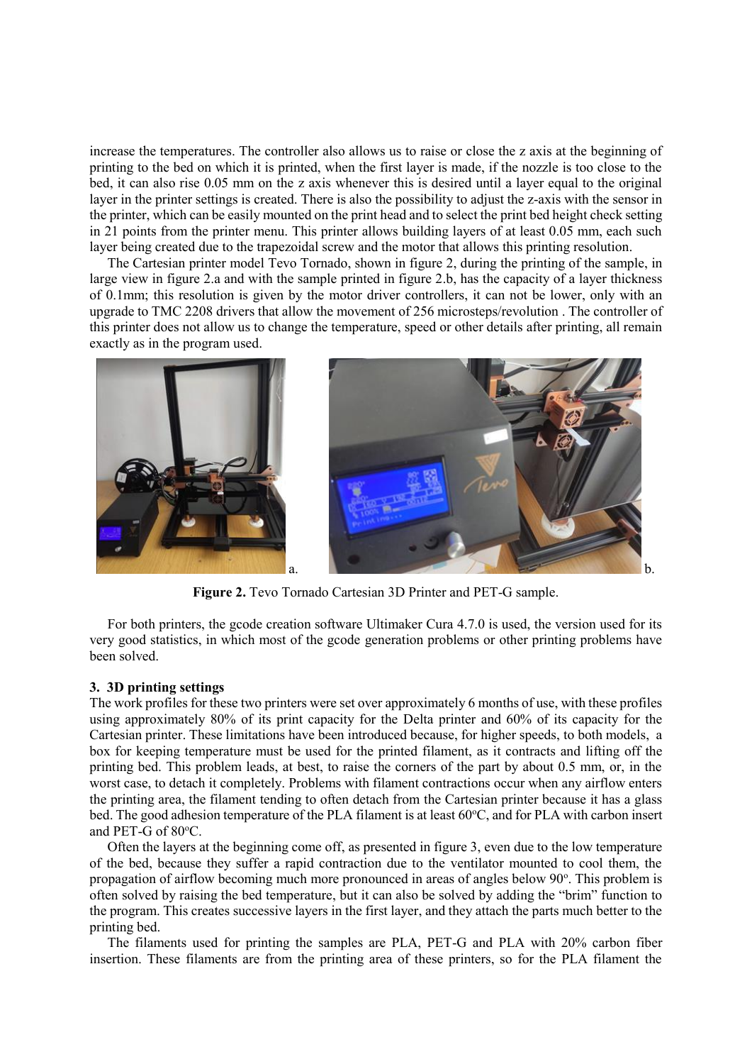increase the temperatures. The controller also allows us to raise or close the z axis at the beginning of printing to the bed on which it is printed, when the first layer is made, if the nozzle is too close to the bed, it can also rise 0.05 mm on the z axis whenever this is desired until a layer equal to the original layer in the printer settings is created. There is also the possibility to adjust the z-axis with the sensor in the printer, which can be easily mounted on the print head and to select the print bed height check setting in 21 points from the printer menu. This printer allows building layers of at least 0.05 mm, each such layer being created due to the trapezoidal screw and the motor that allows this printing resolution.

The Cartesian printer model Tevo Tornado, shown in figure 2, during the printing of the sample, in large view in figure 2.a and with the sample printed in figure 2.b, has the capacity of a layer thickness of 0.1mm; this resolution is given by the motor driver controllers, it can not be lower, only with an upgrade to TMC 2208 drivers that allow the movement of 256 microsteps/revolution . The controller of this printer does not allow us to change the temperature, speed or other details after printing, all remain exactly as in the program used.

a. b.

**Figure 2.** Tevo Tornado Cartesian 3D Printer and PET-G sample.

For both printers, the gcode creation software Ultimaker Cura 4.7.0 is used, the version used for its very good statistics, in which most of the gcode generation problems or other printing problems have been solved.

## 3. 3D printing settings

The work profiles for these two printers were set over approximately 6 months of use, with these profiles using approximately 80% of its print capacity for the Delta printer and 60% of its capacity for the Cartesian printer. These limitations have been introduced because, for higher speeds, to both models, a box for keeping temperature must be used for the printed filament, as it contracts and lifting off the printing bed. This problem leads, at best, to raise the corners of the part by about 0.5 mm, or, in the worst case, to detach it completely. Problems with filament contractions occur when any airflow enters the printing area, the filament tending to often detach from the Cartesian printer because it has a glass bed. The good adhesion temperature of the PLA filament is at least 60°C, and for PLA with carbon insert and PET-G of 80°C.

Often the layers at the beginning come off, as presented in figure 3, even due to the low temperature of the bed, because they suffer a rapid contraction due to the ventilator mounted to cool them, the propagation of airflow becoming much more pronounced in areas of angles below 90°. This problem is often solved by raising the bed temperature, but it can also be solved by adding the "brim" function to the program. This creates successive layers in the first layer, and they attach the parts much better to the printing bed.

The filaments used for printing the samples are PLA, PET-G and PLA with 20% carbon fiber insertion. These filaments are from the printing area of these printers, so for the PLA filament the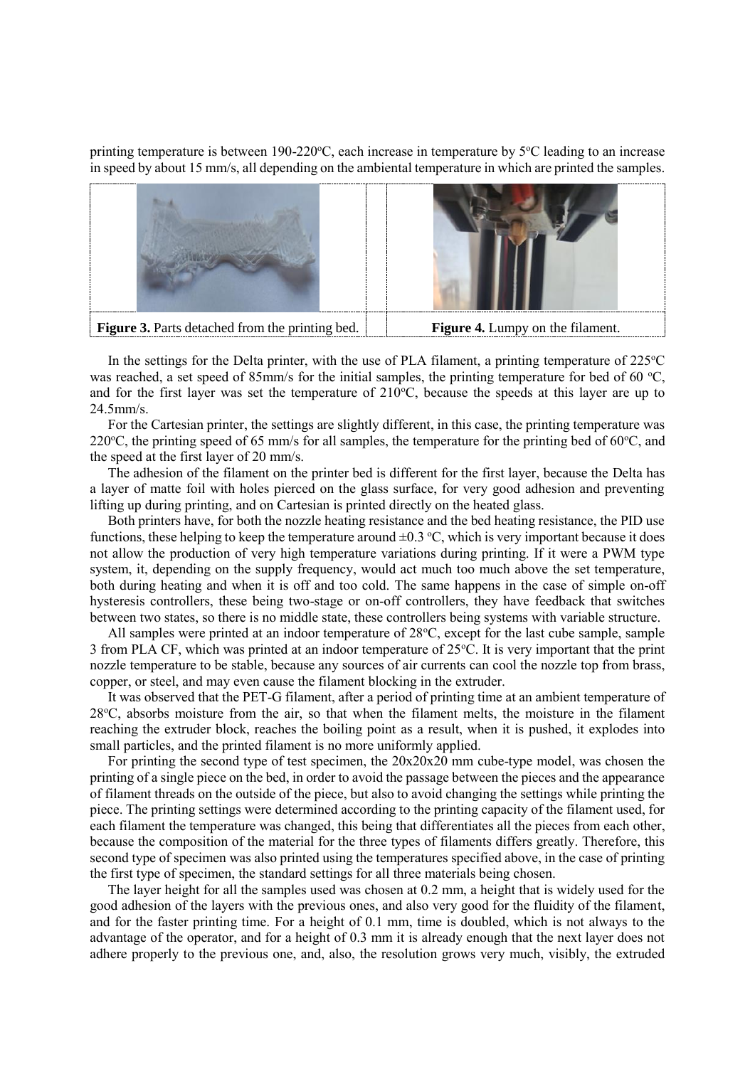printing temperature is between 190-220°C, each increase in temperature by 5°C leading to an increase in speed by about 15 mm/s, all depending on the ambiental temperature in which are printed the samples.

**Figure 3.** Parts detached from the printing bed.

**Figure 4.** Lumpy on the filament.

In the settings for the Delta printer, with the use of PLA filament, a printing temperature of 225°C was reached, a set speed of 85mm/s for the initial samples, the printing temperature for bed of 60 °C, and for the first layer was set the temperature of 210°C, because the speeds at this layer are up to 24.5mm/s.

For the Cartesian printer, the settings are slightly different, in this case, the printing temperature was 220°C, the printing speed of 65 mm/s for all samples, the temperature for the printing bed of 60°C, and the speed at the first layer of 20 mm/s.

The adhesion of the filament on the printer bed is different for the first layer, because the Delta has a layer of matte foil with holes pierced on the glass surface, for very good adhesion and preventing lifting up during printing, and on Cartesian is printed directly on the heated glass.

Both printers have, for both the nozzle heating resistance and the bed heating resistance, the PID use functions, these helping to keep the temperature around ±0.3 °C, which is very important because it does not allow the production of very high temperature variations during printing. If it were a PWM type system, it, depending on the supply frequency, would act much too much above the set temperature, both during heating and when it is off and too cold. The same happens in the case of simple on-off hysteresis controllers, these being two-stage or on-off controllers, they have feedback that switches between two states, so there is no middle state, these controllers being systems with variable structure.

All samples were printed at an indoor temperature of 28°C, except for the last cube sample, sample 3 from PLA CF, which was printed at an indoor temperature of 25°C. It is very important that the print nozzle temperature to be stable, because any sources of air currents can cool the nozzle top from brass, copper, or steel, and may even cause the filament blocking in the extruder.

It was observed that the PET-G filament, after a period of printing time at an ambient temperature of 28°C, absorbs moisture from the air, so that when the filament melts, the moisture in the filament reaching the extruder block, reaches the boiling point as a result, when it is pushed, it explodes into small particles, and the printed filament is no more uniformly applied.

For printing the second type of test specimen, the 20x20x20 mm cube-type model, was chosen the printing of a single piece on the bed, in order to avoid the passage between the pieces and the appearance of filament threads on the outside of the piece, but also to avoid changing the settings while printing the piece. The printing settings were determined according to the printing capacity of the filament used, for each filament the temperature was changed, this being that differentiates all the pieces from each other, because the composition of the material for the three types of filaments differs greatly. Therefore, this second type of specimen was also printed using the temperatures specified above, in the case of printing the first type of specimen, the standard settings for all three materials being chosen.

The layer height for all the samples used was chosen at 0.2 mm, a height that is widely used for the good adhesion of the layers with the previous ones, and also very good for the fluidity of the filament, and for the faster printing time. For a height of 0.1 mm, time is doubled, which is not always to the advantage of the operator, and for a height of 0.3 mm it is already enough that the next layer does not adhere properly to the previous one, and, also, the resolution grows very much, visibly, the extruded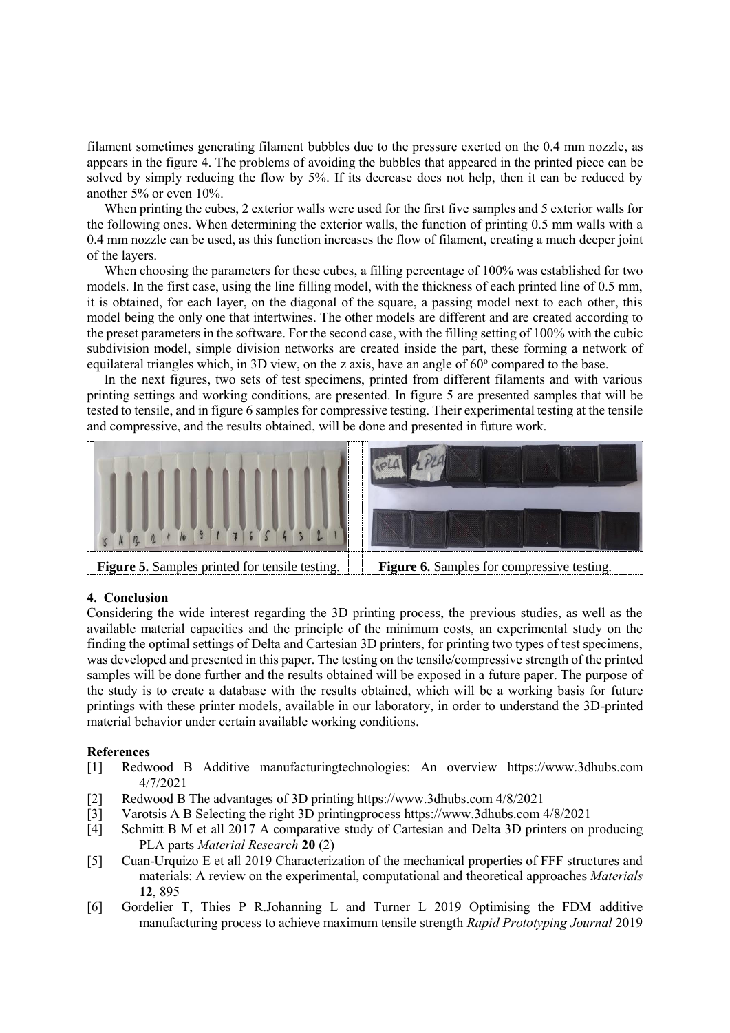filament sometimes generating filament bubbles due to the pressure exerted on the 0.4 mm nozzle, as appears in the figure 4. The problems of avoiding the bubbles that appeared in the printed piece can be solved by simply reducing the flow by 5%. If its decrease does not help, then it can be reduced by another 5% or even 10%.

When printing the cubes, 2 exterior walls were used for the first five samples and 5 exterior walls for the following ones. When determining the exterior walls, the function of printing 0.5 mm walls with a 0.4 mm nozzle can be used, as this function increases the flow of filament, creating a much deeper joint of the layers.

When choosing the parameters for these cubes, a filling percentage of 100% was established for two models. In the first case, using the line filling model, with the thickness of each printed line of 0.5 mm, it is obtained, for each layer, on the diagonal of the square, a passing model next to each other, this model being the only one that intertwines. The other models are different and are created according to the preset parameters in the software. For the second case, with the filling setting of 100% with the cubic subdivision model, simple division networks are created inside the part, these forming a network of equilateral triangles which, in 3D view, on the z axis, have an angle of 60° compared to the base.

In the next figures, two sets of test specimens, printed from different filaments and with various printing settings and working conditions, are presented. In figure 5 are presented samples that will be tested to tensile, and in figure 6 samples for compressive testing. Their experimental testing at the tensile and compressive, and the results obtained, will be done and presented in future work.

**Figure 5.** Samples printed for tensile testing.

**Figure 6.** Samples for compressive testing.

## 4. Conclusion

Considering the wide interest regarding the 3D printing process, the previous studies, as well as the available material capacities and the principle of the minimum costs, an experimental study on the finding the optimal settings of Delta and Cartesian 3D printers, for printing two types of test specimens, was developed and presented in this paper. The testing on the tensile/compressive strength of the printed samples will be done further and the results obtained will be exposed in a future paper. The purpose of the study is to create a database with the results obtained, which will be a working basis for future printings with these printer models, available in our laboratory, in order to understand the 3D-printed material behavior under certain available working conditions.

## References

[1] Redwood B Additive manufacturingtechnologies: An overview https://www.3dhubs.com 4/7/2021

[2] Redwood B The advantages of 3D printing https://www.3dhubs.com 4/8/2021

[3] Varotsis A B Selecting the right 3D printingprocess https://www.3dhubs.com 4/8/2021

[4] Schmitt B M et all 2017 A comparative study of Cartesian and Delta 3D printers on producing PLA parts *Material Research* **20** (2)

[5] Cuan-Urquizo E et all 2019 Characterization of the mechanical properties of FFF structures and materials: A review on the experimental, computational and theoretical approaches *Materials* **12**, 895

[6] Gordelier T, Thies P R.Johanning L and Turner L 2019 Optimising the FDM additive manufacturing process to achieve maximum tensile strength *Rapid Prototyping Journal* 2019